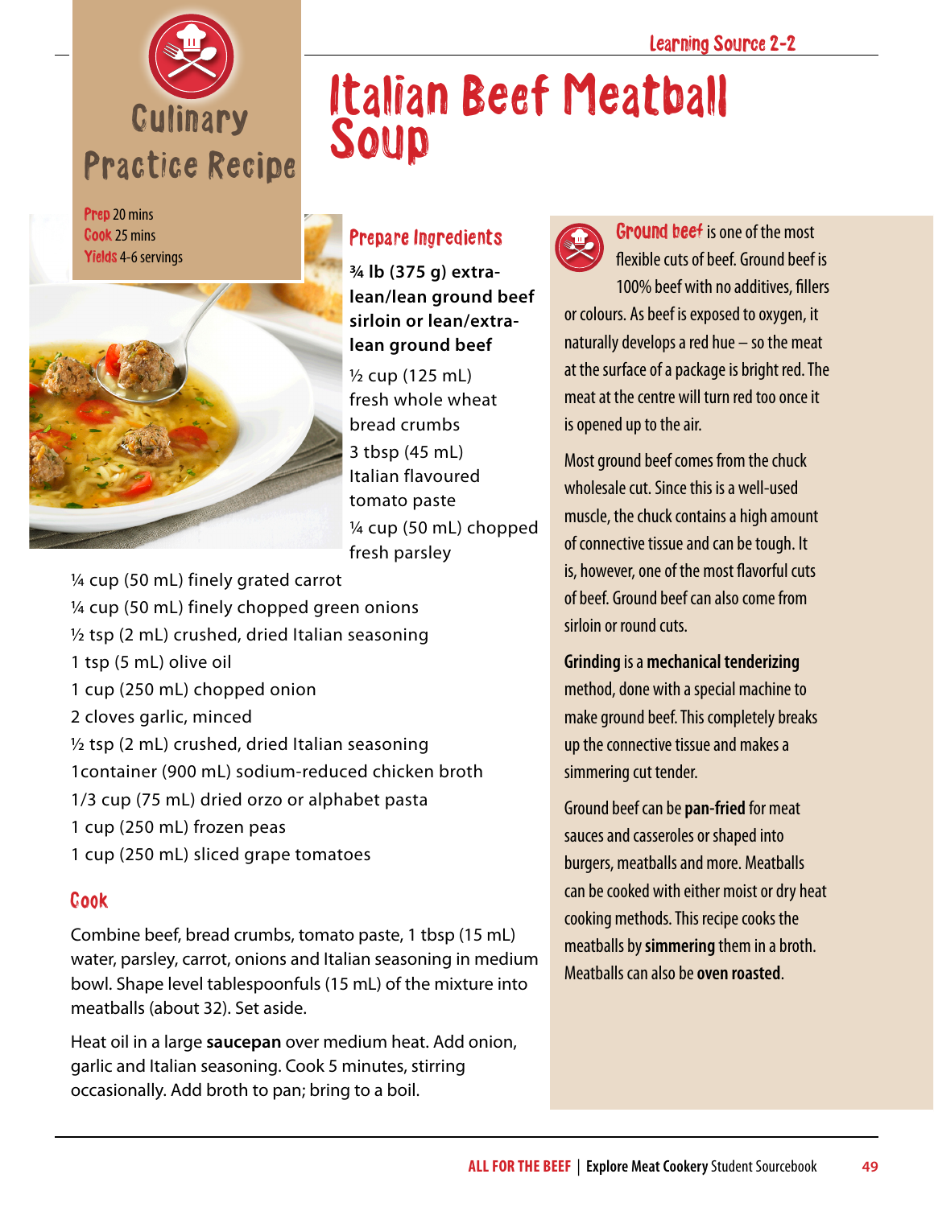Learning Source 2-2

# Italian Beef Meatball Soup

## Culinary Practice Recipe

**Prep** 20 mins
**Cook** 25 mins
**Yields** 4-6 servings

## Prepare Ingredients

**¾ lb (375 g) extra-lean/lean ground beef sirloin or lean/extra-lean ground beef**

½ cup (125 mL) fresh whole wheat bread crumbs

3 tbsp (45 mL) Italian flavoured tomato paste

¼ cup (50 mL) chopped fresh parsley

¼ cup (50 mL) finely grated carrot

¼ cup (50 mL) finely chopped green onions

½ tsp (2 mL) crushed, dried Italian seasoning

1 tsp (5 mL) olive oil

1 cup (250 mL) chopped onion

2 cloves garlic, minced

½ tsp (2 mL) crushed, dried Italian seasoning

1container (900 mL) sodium-reduced chicken broth

1/3 cup (75 mL) dried orzo or alphabet pasta

1 cup (250 mL) frozen peas

1 cup (250 mL) sliced grape tomatoes

## Cook

Combine beef, bread crumbs, tomato paste, 1 tbsp (15 mL) water, parsley, carrot, onions and Italian seasoning in medium bowl. Shape level tablespoonfuls (15 mL) of the mixture into meatballs (about 32). Set aside.

Heat oil in a large **saucepan** over medium heat. Add onion, garlic and Italian seasoning. Cook 5 minutes, stirring occasionally. Add broth to pan; bring to a boil.

---

**Ground beef** is one of the most flexible cuts of beef. Ground beef is 100% beef with no additives, fillers or colours. As beef is exposed to oxygen, it naturally develops a red hue – so the meat at the surface of a package is bright red. The meat at the centre will turn red too once it is opened up to the air.

Most ground beef comes from the chuck wholesale cut. Since this is a well-used muscle, the chuck contains a high amount of connective tissue and can be tough. It is, however, one of the most flavorful cuts of beef. Ground beef can also come from sirloin or round cuts.

**Grinding** is a **mechanical tenderizing** method, done with a special machine to make ground beef. This completely breaks up the connective tissue and makes a simmering cut tender.

Ground beef can be **pan-fried** for meat sauces and casseroles or shaped into burgers, meatballs and more. Meatballs can be cooked with either moist or dry heat cooking methods. This recipe cooks the meatballs by **simmering** them in a broth. Meatballs can also be **oven roasted**.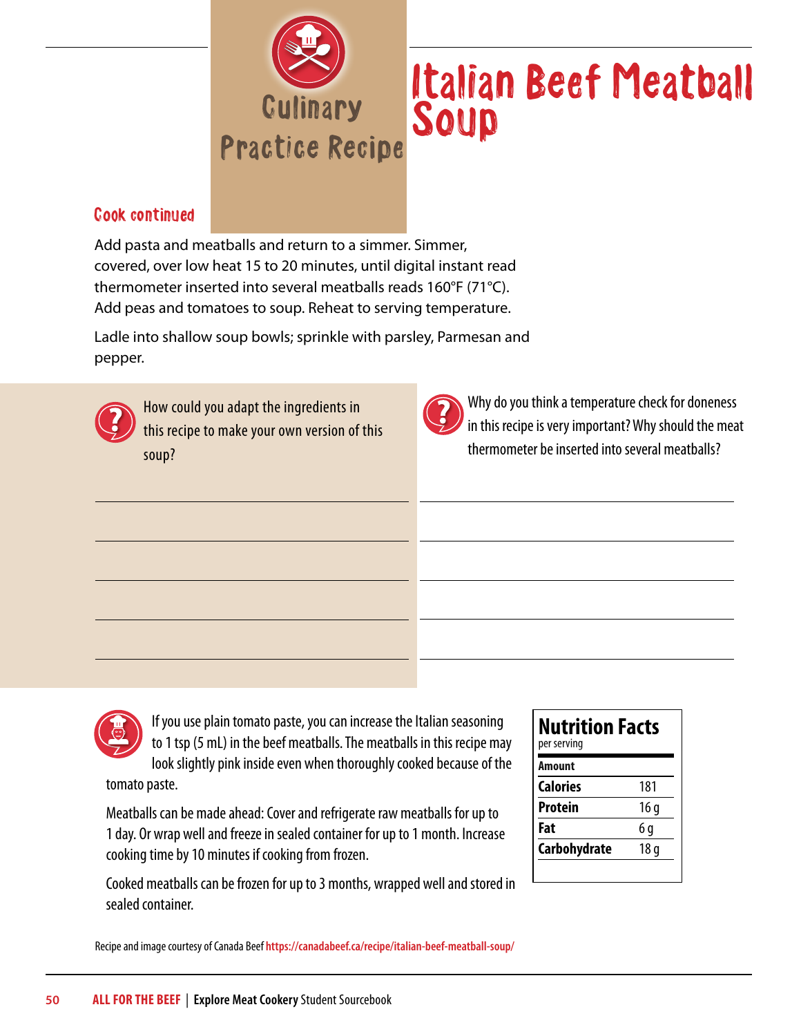Culinary Practice Recipe

# Italian Beef Meatball Soup

### Cook continued

Add pasta and meatballs and return to a simmer. Simmer, covered, over low heat 15 to 20 minutes, until digital instant read thermometer inserted into several meatballs reads 160°F (71°C). Add peas and tomatoes to soup. Reheat to serving temperature.

Ladle into shallow soup bowls; sprinkle with parsley, Parmesan and pepper.

How could you adapt the ingredients in this recipe to make your own version of this soup?

Why do you think a temperature check for doneness in this recipe is very important? Why should the meat thermometer be inserted into several meatballs?

If you use plain tomato paste, you can increase the Italian seasoning to 1 tsp (5 mL) in the beef meatballs. The meatballs in this recipe may look slightly pink inside even when thoroughly cooked because of the tomato paste.

Meatballs can be made ahead: Cover and refrigerate raw meatballs for up to 1 day. Or wrap well and freeze in sealed container for up to 1 month. Increase cooking time by 10 minutes if cooking from frozen.

Cooked meatballs can be frozen for up to 3 months, wrapped well and stored in sealed container.

**Nutrition Facts**
per serving

| Amount | |
|---|---|
| **Calories** | 181 |
| **Protein** | 16 g |
| **Fat** | 6 g |
| **Carbohydrate** | 18 g |

Recipe and image courtesy of Canada Beef https://canadabeef.ca/recipe/italian-beef-meatball-soup/